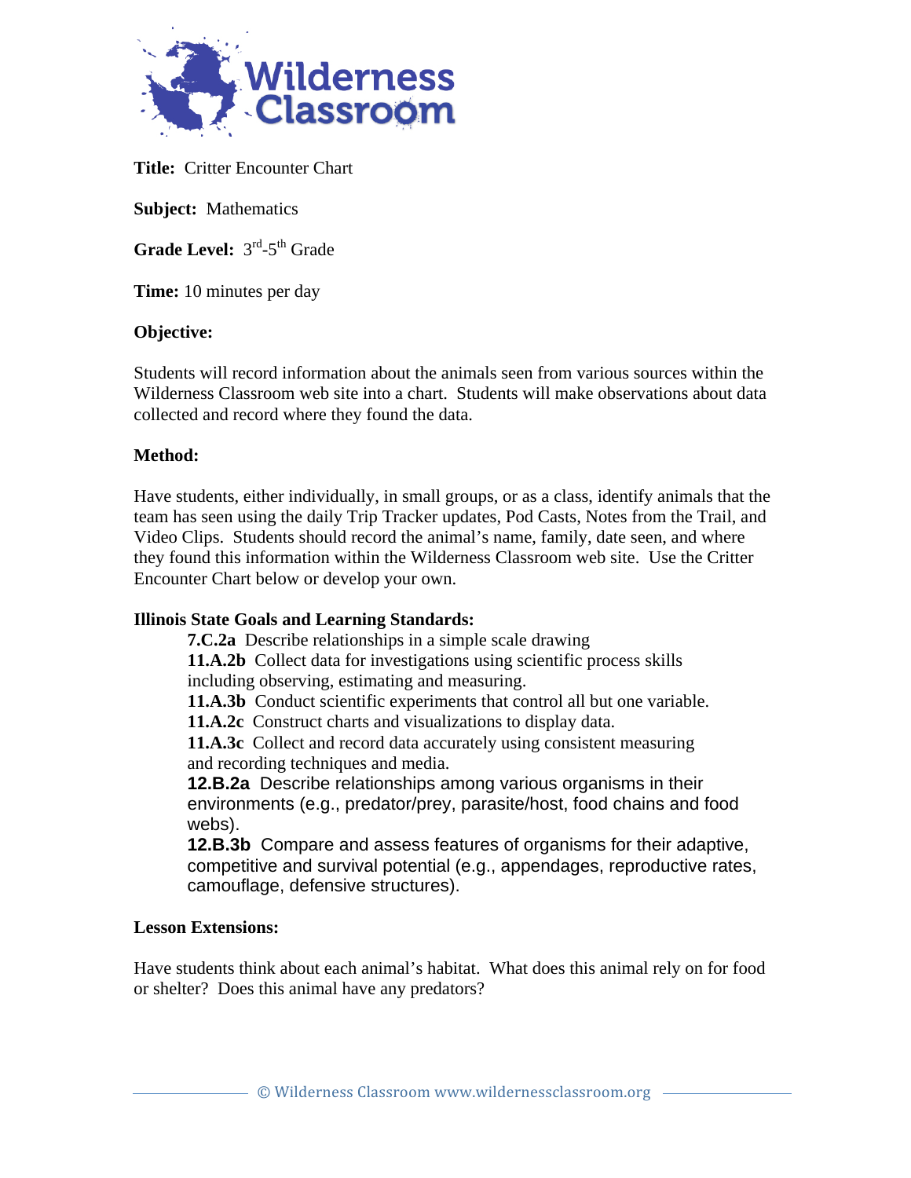**Title:** Critter Encounter Chart

**Subject:** Mathematics

**Grade Level:** 3rd-5th Grade

**Time:** 10 minutes per day

**Objective:**

Students will record information about the animals seen from various sources within the Wilderness Classroom web site into a chart. Students will make observations about data collected and record where they found the data.

**Method:**

Have students, either individually, in small groups, or as a class, identify animals that the team has seen using the daily Trip Tracker updates, Pod Casts, Notes from the Trail, and Video Clips. Students should record the animal's name, family, date seen, and where they found this information within the Wilderness Classroom web site. Use the Critter Encounter Chart below or develop your own.

**Illinois State Goals and Learning Standards:**

- **7.C.2a** Describe relationships in a simple scale drawing
- **11.A.2b** Collect data for investigations using scientific process skills including observing, estimating and measuring.
- **11.A.3b** Conduct scientific experiments that control all but one variable.
- **11.A.2c** Construct charts and visualizations to display data.
- **11.A.3c** Collect and record data accurately using consistent measuring and recording techniques and media.
- **12.B.2a** Describe relationships among various organisms in their environments (e.g., predator/prey, parasite/host, food chains and food webs).
- **12.B.3b** Compare and assess features of organisms for their adaptive, competitive and survival potential (e.g., appendages, reproductive rates, camouflage, defensive structures).

**Lesson Extensions:**

Have students think about each animal's habitat. What does this animal rely on for food or shelter? Does this animal have any predators?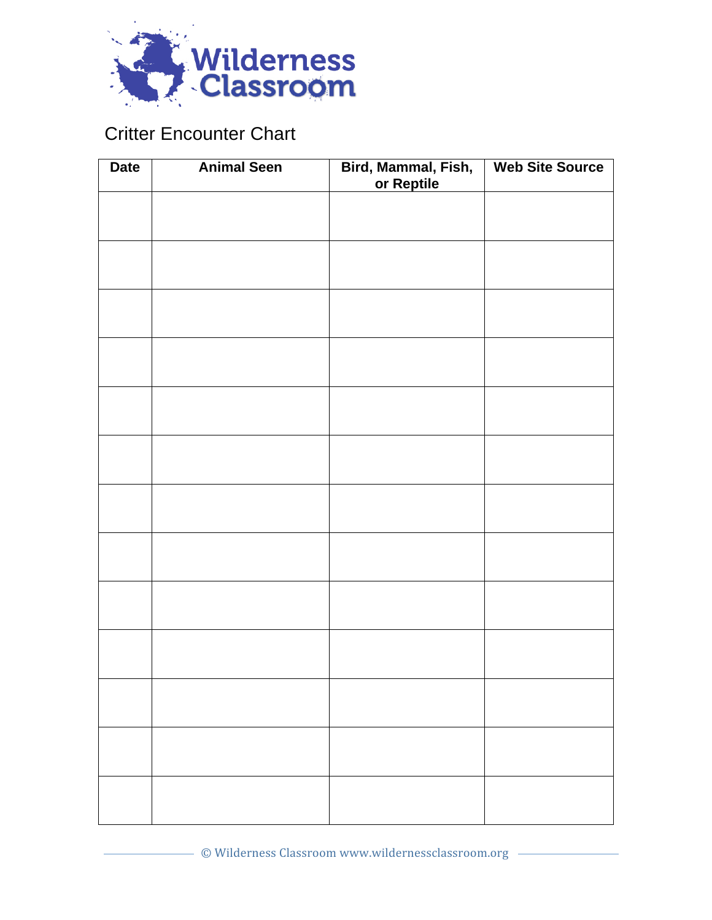Wilderness Classroom

Critter Encounter Chart

| Date | Animal Seen | Bird, Mammal, Fish, or Reptile | Web Site Source |
| --- | --- | --- | --- |
| | | | |
| | | | |
| | | | |
| | | | |
| | | | |
| | | | |
| | | | |
| | | | |
| | | | |
| | | | |
| | | | |
| | | | |
| | | | |

© Wilderness Classroom www.wildernessclassroom.org